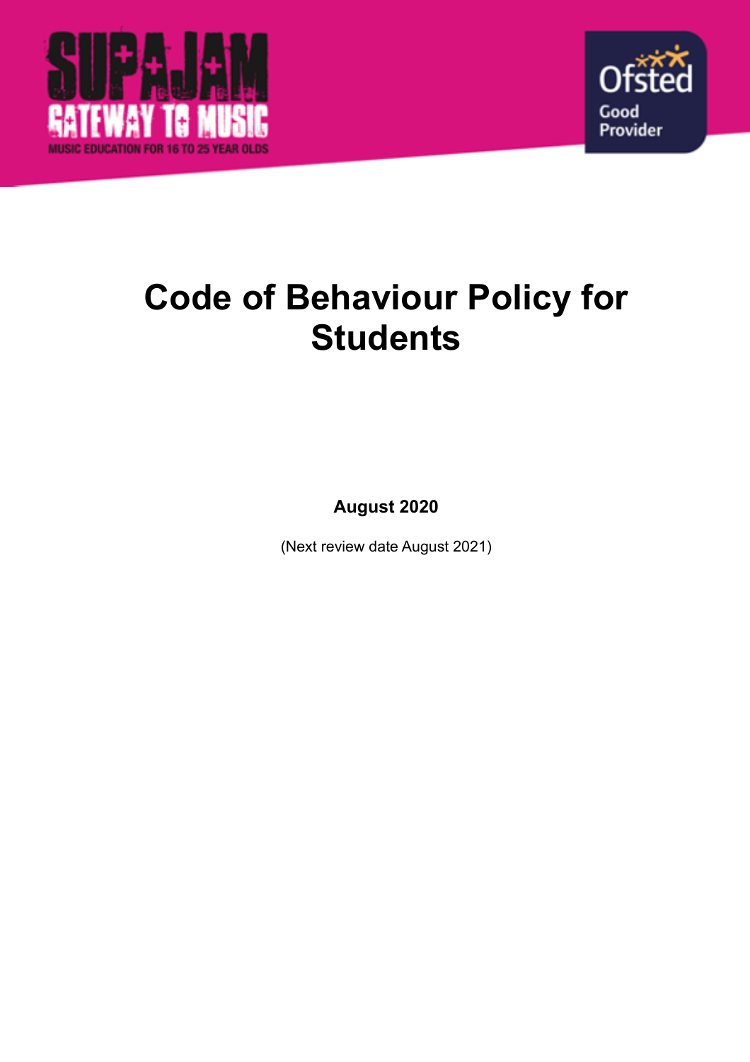SUPAJAM
GATEWAY TO MUSIC
MUSIC EDUCATION FOR 16 TO 25 YEAR OLDS

Ofsted
Good
Provider

# Code of Behaviour Policy for Students

**August 2020**

(Next review date August 2021)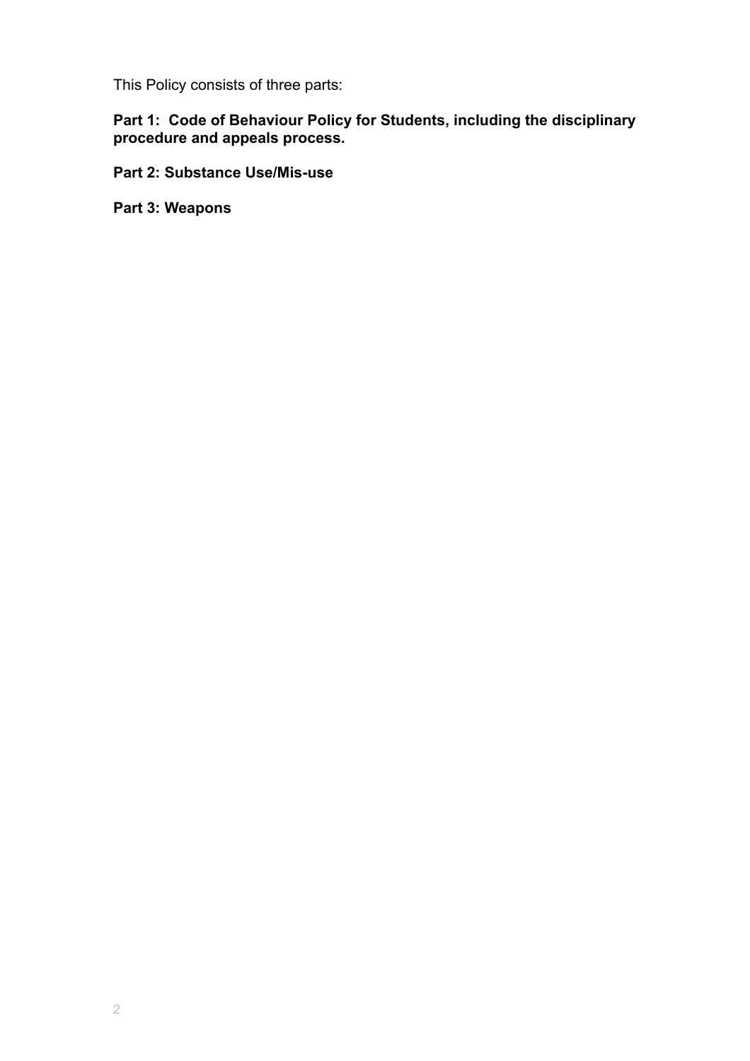This Policy consists of three parts:

**Part 1: Code of Behaviour Policy for Students, including the disciplinary procedure and appeals process.**

**Part 2: Substance Use/Mis-use**

**Part 3: Weapons**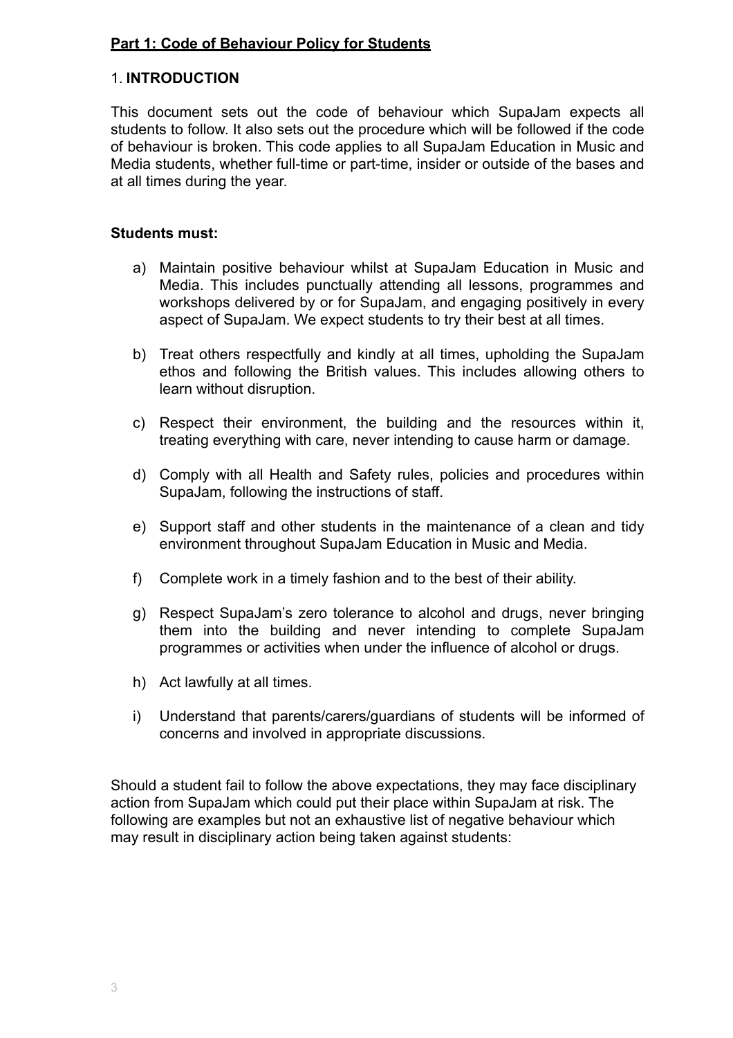**Part 1: Code of Behaviour Policy for Students**

## 1. **INTRODUCTION**

This document sets out the code of behaviour which SupaJam expects all students to follow. It also sets out the procedure which will be followed if the code of behaviour is broken. This code applies to all SupaJam Education in Music and Media students, whether full-time or part-time, insider or outside of the bases and at all times during the year.

**Students must:**

a) Maintain positive behaviour whilst at SupaJam Education in Music and Media. This includes punctually attending all lessons, programmes and workshops delivered by or for SupaJam, and engaging positively in every aspect of SupaJam. We expect students to try their best at all times.

b) Treat others respectfully and kindly at all times, upholding the SupaJam ethos and following the British values. This includes allowing others to learn without disruption.

c) Respect their environment, the building and the resources within it, treating everything with care, never intending to cause harm or damage.

d) Comply with all Health and Safety rules, policies and procedures within SupaJam, following the instructions of staff.

e) Support staff and other students in the maintenance of a clean and tidy environment throughout SupaJam Education in Music and Media.

f) Complete work in a timely fashion and to the best of their ability.

g) Respect SupaJam's zero tolerance to alcohol and drugs, never bringing them into the building and never intending to complete SupaJam programmes or activities when under the influence of alcohol or drugs.

h) Act lawfully at all times.

i) Understand that parents/carers/guardians of students will be informed of concerns and involved in appropriate discussions.

Should a student fail to follow the above expectations, they may face disciplinary action from SupaJam which could put their place within SupaJam at risk. The following are examples but not an exhaustive list of negative behaviour which may result in disciplinary action being taken against students: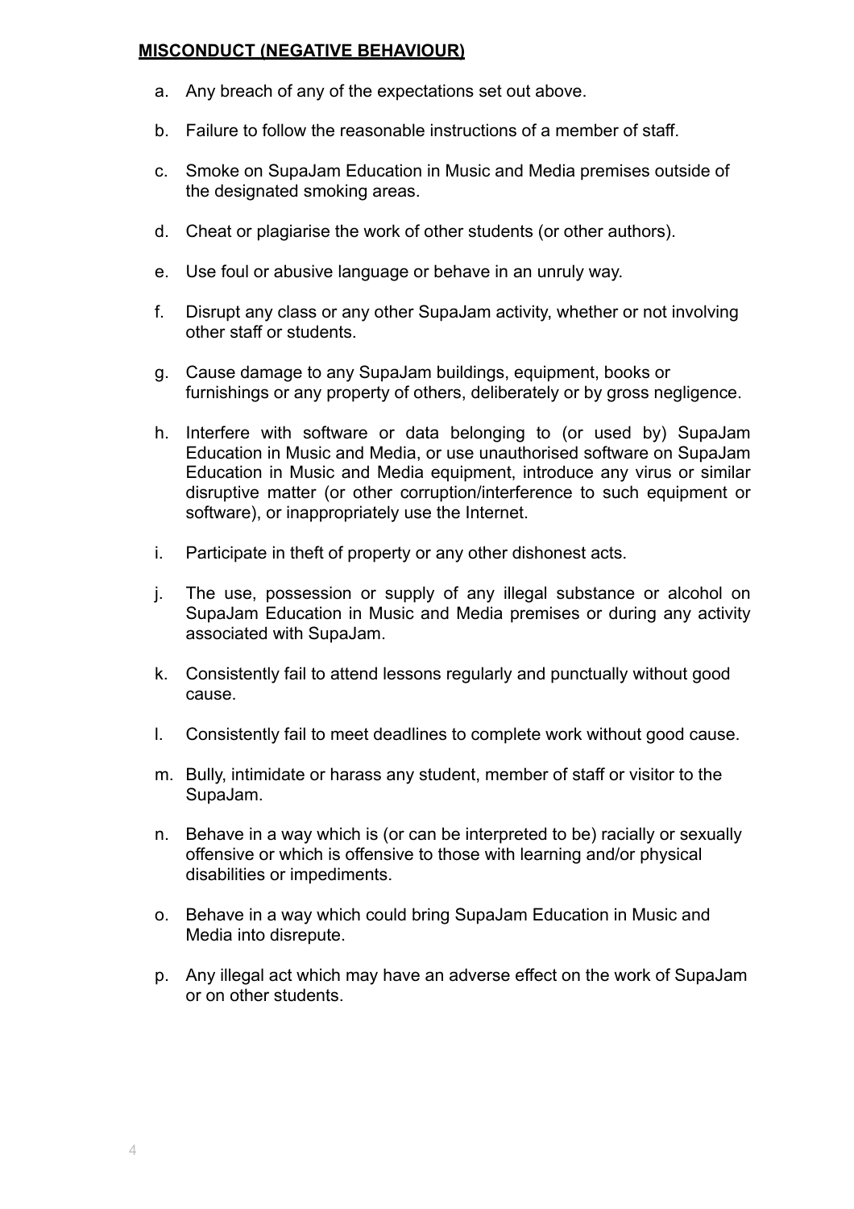**MISCONDUCT (NEGATIVE BEHAVIOUR)**

a. Any breach of any of the expectations set out above.

b. Failure to follow the reasonable instructions of a member of staff.

c. Smoke on SupaJam Education in Music and Media premises outside of the designated smoking areas.

d. Cheat or plagiarise the work of other students (or other authors).

e. Use foul or abusive language or behave in an unruly way.

f. Disrupt any class or any other SupaJam activity, whether or not involving other staff or students.

g. Cause damage to any SupaJam buildings, equipment, books or furnishings or any property of others, deliberately or by gross negligence.

h. Interfere with software or data belonging to (or used by) SupaJam Education in Music and Media, or use unauthorised software on SupaJam Education in Music and Media equipment, introduce any virus or similar disruptive matter (or other corruption/interference to such equipment or software), or inappropriately use the Internet.

i. Participate in theft of property or any other dishonest acts.

j. The use, possession or supply of any illegal substance or alcohol on SupaJam Education in Music and Media premises or during any activity associated with SupaJam.

k. Consistently fail to attend lessons regularly and punctually without good cause.

l. Consistently fail to meet deadlines to complete work without good cause.

m. Bully, intimidate or harass any student, member of staff or visitor to the SupaJam.

n. Behave in a way which is (or can be interpreted to be) racially or sexually offensive or which is offensive to those with learning and/or physical disabilities or impediments.

o. Behave in a way which could bring SupaJam Education in Music and Media into disrepute.

p. Any illegal act which may have an adverse effect on the work of SupaJam or on other students.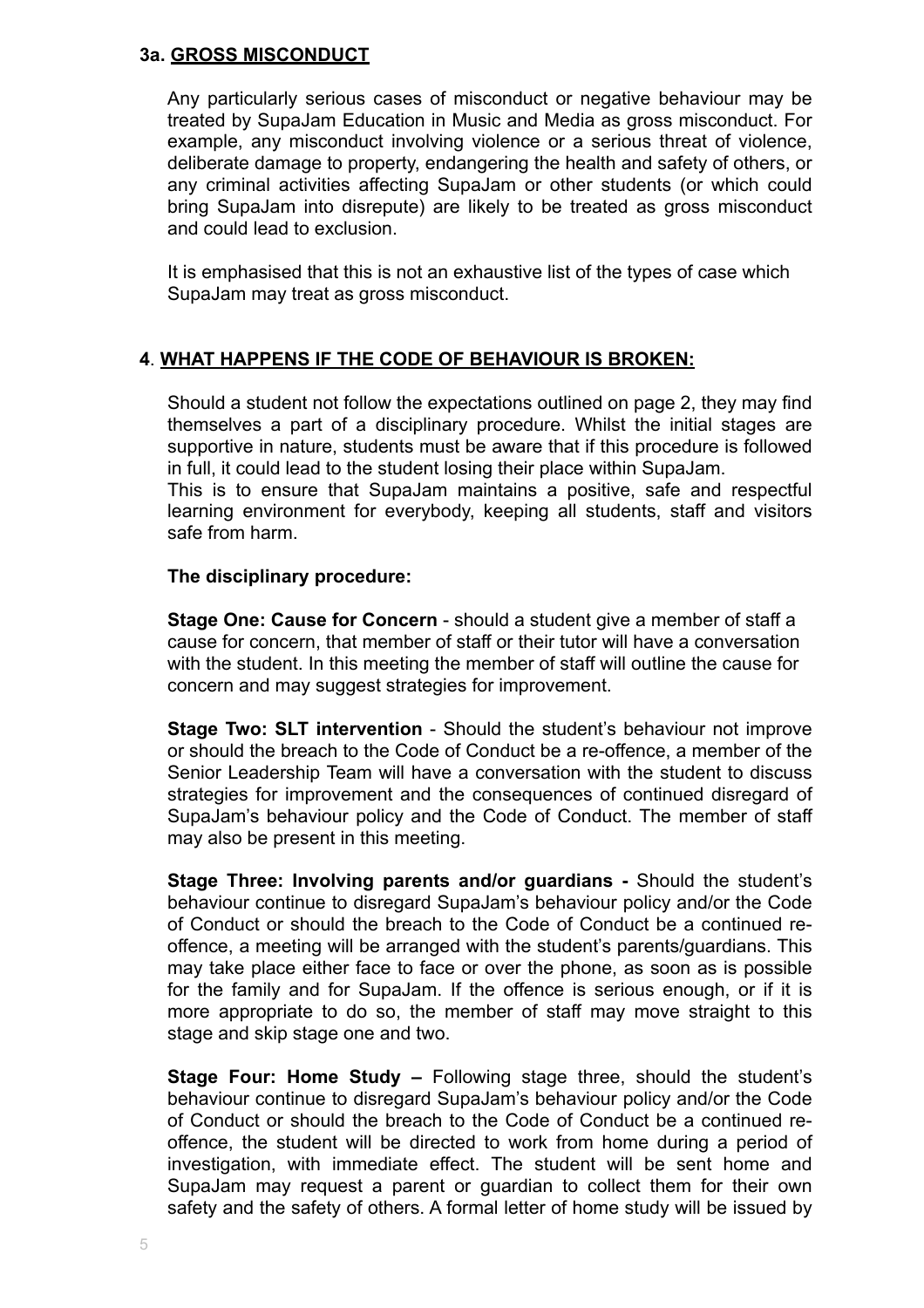### 3a. GROSS MISCONDUCT

Any particularly serious cases of misconduct or negative behaviour may be treated by SupaJam Education in Music and Media as gross misconduct. For example, any misconduct involving violence or a serious threat of violence, deliberate damage to property, endangering the health and safety of others, or any criminal activities affecting SupaJam or other students (or which could bring SupaJam into disrepute) are likely to be treated as gross misconduct and could lead to exclusion.

It is emphasised that this is not an exhaustive list of the types of case which SupaJam may treat as gross misconduct.

### 4. WHAT HAPPENS IF THE CODE OF BEHAVIOUR IS BROKEN:

Should a student not follow the expectations outlined on page 2, they may find themselves a part of a disciplinary procedure. Whilst the initial stages are supportive in nature, students must be aware that if this procedure is followed in full, it could lead to the student losing their place within SupaJam.
This is to ensure that SupaJam maintains a positive, safe and respectful learning environment for everybody, keeping all students, staff and visitors safe from harm.

**The disciplinary procedure:**

**Stage One: Cause for Concern** - should a student give a member of staff a cause for concern, that member of staff or their tutor will have a conversation with the student. In this meeting the member of staff will outline the cause for concern and may suggest strategies for improvement.

**Stage Two: SLT intervention** - Should the student's behaviour not improve or should the breach to the Code of Conduct be a re-offence, a member of the Senior Leadership Team will have a conversation with the student to discuss strategies for improvement and the consequences of continued disregard of SupaJam's behaviour policy and the Code of Conduct. The member of staff may also be present in this meeting.

**Stage Three: Involving parents and/or guardians -** Should the student's behaviour continue to disregard SupaJam's behaviour policy and/or the Code of Conduct or should the breach to the Code of Conduct be a continued re-offence, a meeting will be arranged with the student's parents/guardians. This may take place either face to face or over the phone, as soon as is possible for the family and for SupaJam. If the offence is serious enough, or if it is more appropriate to do so, the member of staff may move straight to this stage and skip stage one and two.

**Stage Four: Home Study –** Following stage three, should the student's behaviour continue to disregard SupaJam's behaviour policy and/or the Code of Conduct or should the breach to the Code of Conduct be a continued re-offence, the student will be directed to work from home during a period of investigation, with immediate effect. The student will be sent home and SupaJam may request a parent or guardian to collect them for their own safety and the safety of others. A formal letter of home study will be issued by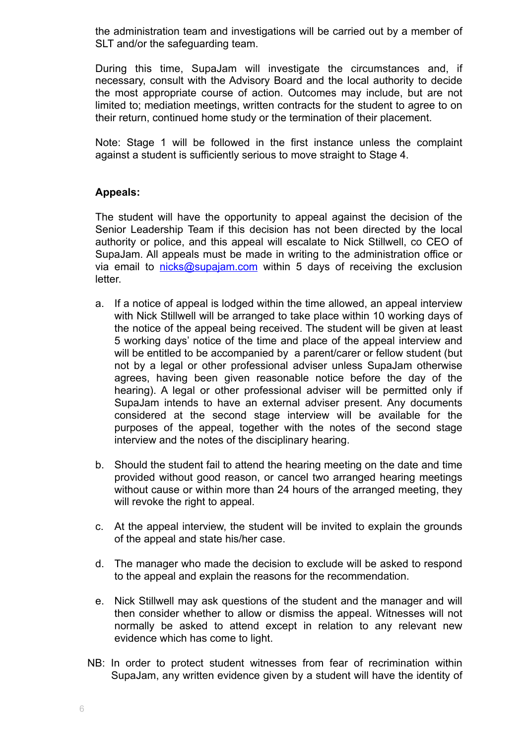the administration team and investigations will be carried out by a member of SLT and/or the safeguarding team.

During this time, SupaJam will investigate the circumstances and, if necessary, consult with the Advisory Board and the local authority to decide the most appropriate course of action. Outcomes may include, but are not limited to; mediation meetings, written contracts for the student to agree to on their return, continued home study or the termination of their placement.

Note: Stage 1 will be followed in the first instance unless the complaint against a student is sufficiently serious to move straight to Stage 4.

**Appeals:**

The student will have the opportunity to appeal against the decision of the Senior Leadership Team if this decision has not been directed by the local authority or police, and this appeal will escalate to Nick Stillwell, co CEO of SupaJam. All appeals must be made in writing to the administration office or via email to nicks@supajam.com within 5 days of receiving the exclusion letter.

a. If a notice of appeal is lodged within the time allowed, an appeal interview with Nick Stillwell will be arranged to take place within 10 working days of the notice of the appeal being received. The student will be given at least 5 working days' notice of the time and place of the appeal interview and will be entitled to be accompanied by a parent/carer or fellow student (but not by a legal or other professional adviser unless SupaJam otherwise agrees, having been given reasonable notice before the day of the hearing). A legal or other professional adviser will be permitted only if SupaJam intends to have an external adviser present. Any documents considered at the second stage interview will be available for the purposes of the appeal, together with the notes of the second stage interview and the notes of the disciplinary hearing.

b. Should the student fail to attend the hearing meeting on the date and time provided without good reason, or cancel two arranged hearing meetings without cause or within more than 24 hours of the arranged meeting, they will revoke the right to appeal.

c. At the appeal interview, the student will be invited to explain the grounds of the appeal and state his/her case.

d. The manager who made the decision to exclude will be asked to respond to the appeal and explain the reasons for the recommendation.

e. Nick Stillwell may ask questions of the student and the manager and will then consider whether to allow or dismiss the appeal. Witnesses will not normally be asked to attend except in relation to any relevant new evidence which has come to light.

NB: In order to protect student witnesses from fear of recrimination within SupaJam, any written evidence given by a student will have the identity of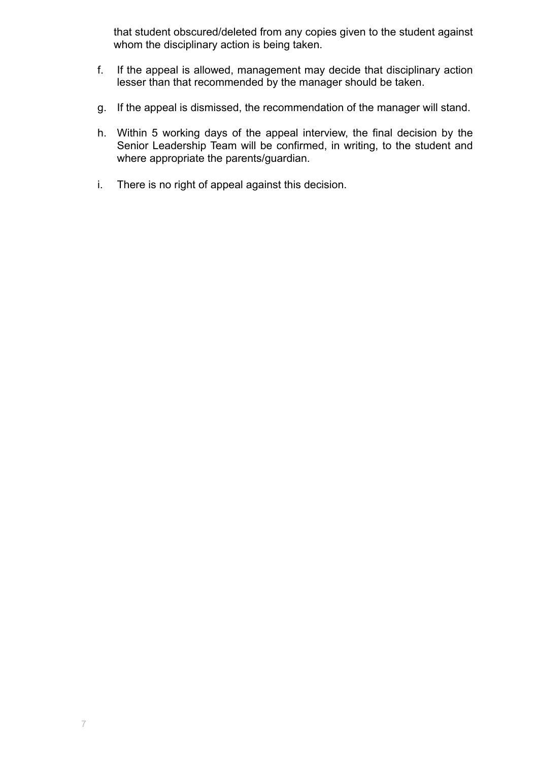that student obscured/deleted from any copies given to the student against whom the disciplinary action is being taken.

f. If the appeal is allowed, management may decide that disciplinary action lesser than that recommended by the manager should be taken.

g. If the appeal is dismissed, the recommendation of the manager will stand.

h. Within 5 working days of the appeal interview, the final decision by the Senior Leadership Team will be confirmed, in writing, to the student and where appropriate the parents/guardian.

i. There is no right of appeal against this decision.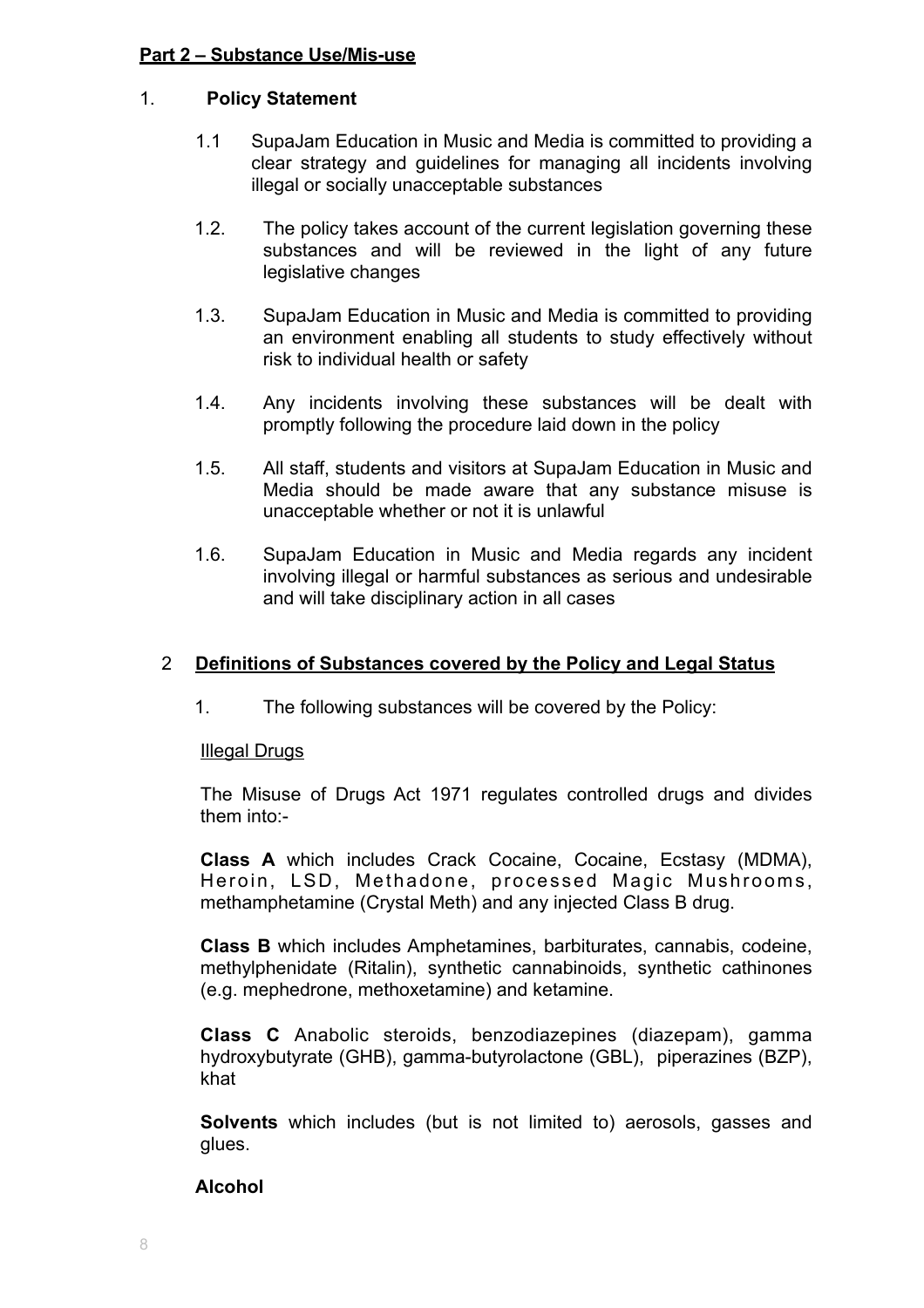**Part 2 – Substance Use/Mis-use**

1. **Policy Statement**

   1.1 SupaJam Education in Music and Media is committed to providing a clear strategy and guidelines for managing all incidents involving illegal or socially unacceptable substances

   1.2. The policy takes account of the current legislation governing these substances and will be reviewed in the light of any future legislative changes

   1.3. SupaJam Education in Music and Media is committed to providing an environment enabling all students to study effectively without risk to individual health or safety

   1.4. Any incidents involving these substances will be dealt with promptly following the procedure laid down in the policy

   1.5. All staff, students and visitors at SupaJam Education in Music and Media should be made aware that any substance misuse is unacceptable whether or not it is unlawful

   1.6. SupaJam Education in Music and Media regards any incident involving illegal or harmful substances as serious and undesirable and will take disciplinary action in all cases

2 **Definitions of Substances covered by the Policy and Legal Status**

   1. The following substances will be covered by the Policy:

   Illegal Drugs

   The Misuse of Drugs Act 1971 regulates controlled drugs and divides them into:-

   **Class A** which includes Crack Cocaine, Cocaine, Ecstasy (MDMA), Heroin, LSD, Methadone, processed Magic Mushrooms, methamphetamine (Crystal Meth) and any injected Class B drug.

   **Class B** which includes Amphetamines, barbiturates, cannabis, codeine, methylphenidate (Ritalin), synthetic cannabinoids, synthetic cathinones (e.g. mephedrone, methoxetamine) and ketamine.

   **Class C** Anabolic steroids, benzodiazepines (diazepam), gamma hydroxybutyrate (GHB), gamma-butyrolactone (GBL), piperazines (BZP), khat

   **Solvents** which includes (but is not limited to) aerosols, gasses and glues.

   **Alcohol**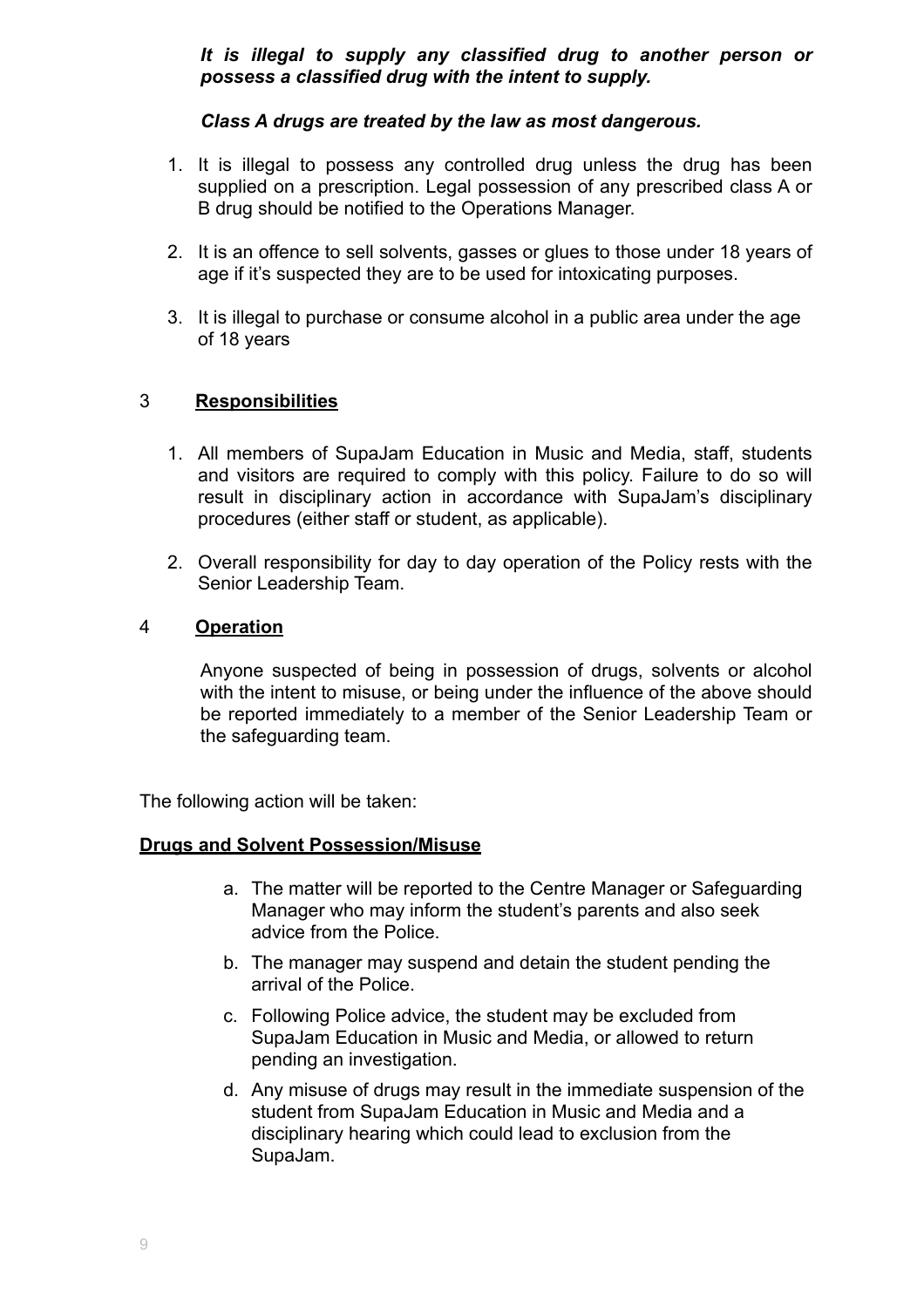***It is illegal to supply any classified drug to another person or possess a classified drug with the intent to supply.***

***Class A drugs are treated by the law as most dangerous.***

1. It is illegal to possess any controlled drug unless the drug has been supplied on a prescription. Legal possession of any prescribed class A or B drug should be notified to the Operations Manager.
2. It is an offence to sell solvents, gasses or glues to those under 18 years of age if it's suspected they are to be used for intoxicating purposes.
3. It is illegal to purchase or consume alcohol in a public area under the age of 18 years

## 3 <u>Responsibilities</u>

1. All members of SupaJam Education in Music and Media, staff, students and visitors are required to comply with this policy. Failure to do so will result in disciplinary action in accordance with SupaJam's disciplinary procedures (either staff or student, as applicable).
2. Overall responsibility for day to day operation of the Policy rests with the Senior Leadership Team.

## 4 <u>Operation</u>

Anyone suspected of being in possession of drugs, solvents or alcohol with the intent to misuse, or being under the influence of the above should be reported immediately to a member of the Senior Leadership Team or the safeguarding team.

The following action will be taken:

**<u>Drugs and Solvent Possession/Misuse</u>**

a. The matter will be reported to the Centre Manager or Safeguarding Manager who may inform the student's parents and also seek advice from the Police.
b. The manager may suspend and detain the student pending the arrival of the Police.
c. Following Police advice, the student may be excluded from SupaJam Education in Music and Media, or allowed to return pending an investigation.
d. Any misuse of drugs may result in the immediate suspension of the student from SupaJam Education in Music and Media and a disciplinary hearing which could lead to exclusion from the SupaJam.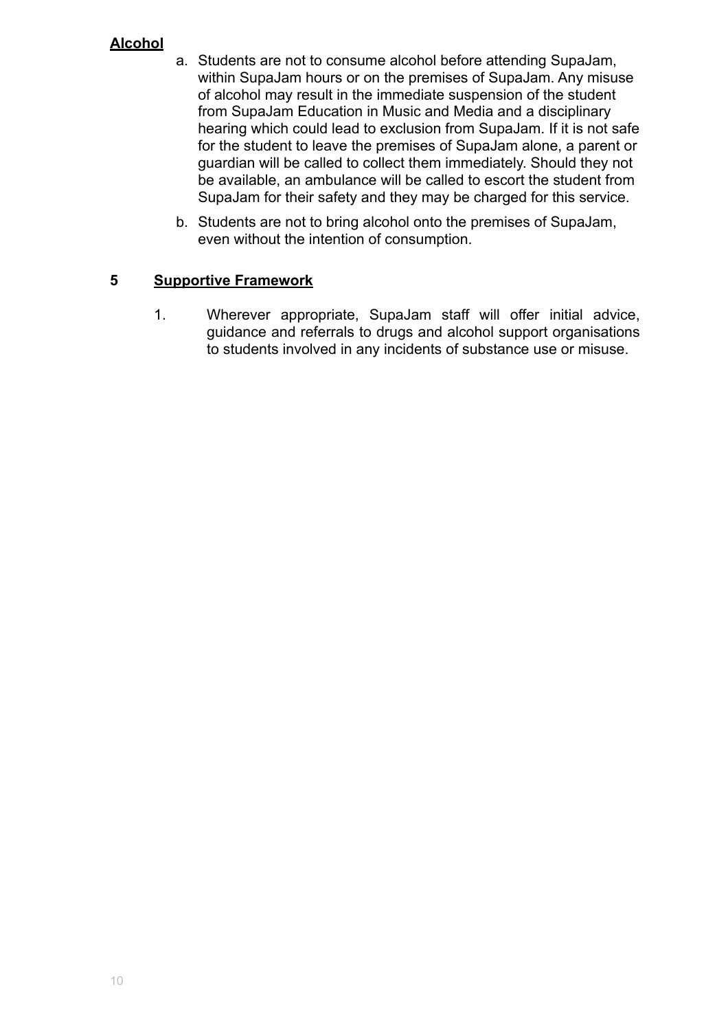**Alcohol**

a. Students are not to consume alcohol before attending SupaJam, within SupaJam hours or on the premises of SupaJam. Any misuse of alcohol may result in the immediate suspension of the student from SupaJam Education in Music and Media and a disciplinary hearing which could lead to exclusion from SupaJam. If it is not safe for the student to leave the premises of SupaJam alone, a parent or guardian will be called to collect them immediately. Should they not be available, an ambulance will be called to escort the student from SupaJam for their safety and they may be charged for this service.

b. Students are not to bring alcohol onto the premises of SupaJam, even without the intention of consumption.

## 5 Supportive Framework

1. Wherever appropriate, SupaJam staff will offer initial advice, guidance and referrals to drugs and alcohol support organisations to students involved in any incidents of substance use or misuse.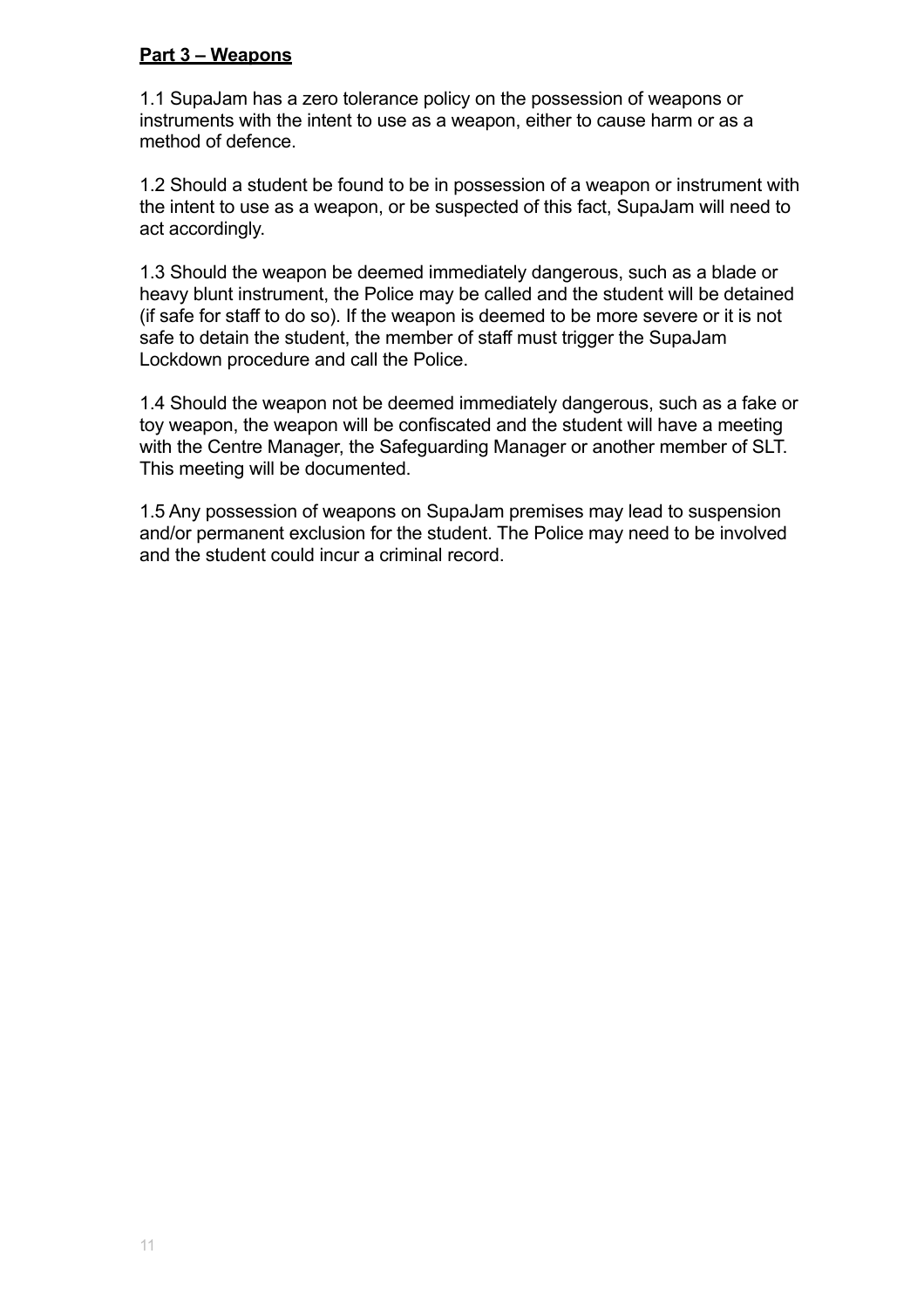**Part 3 – Weapons**

1.1 SupaJam has a zero tolerance policy on the possession of weapons or instruments with the intent to use as a weapon, either to cause harm or as a method of defence.

1.2 Should a student be found to be in possession of a weapon or instrument with the intent to use as a weapon, or be suspected of this fact, SupaJam will need to act accordingly.

1.3 Should the weapon be deemed immediately dangerous, such as a blade or heavy blunt instrument, the Police may be called and the student will be detained (if safe for staff to do so). If the weapon is deemed to be more severe or it is not safe to detain the student, the member of staff must trigger the SupaJam Lockdown procedure and call the Police.

1.4 Should the weapon not be deemed immediately dangerous, such as a fake or toy weapon, the weapon will be confiscated and the student will have a meeting with the Centre Manager, the Safeguarding Manager or another member of SLT. This meeting will be documented.

1.5 Any possession of weapons on SupaJam premises may lead to suspension and/or permanent exclusion for the student. The Police may need to be involved and the student could incur a criminal record.